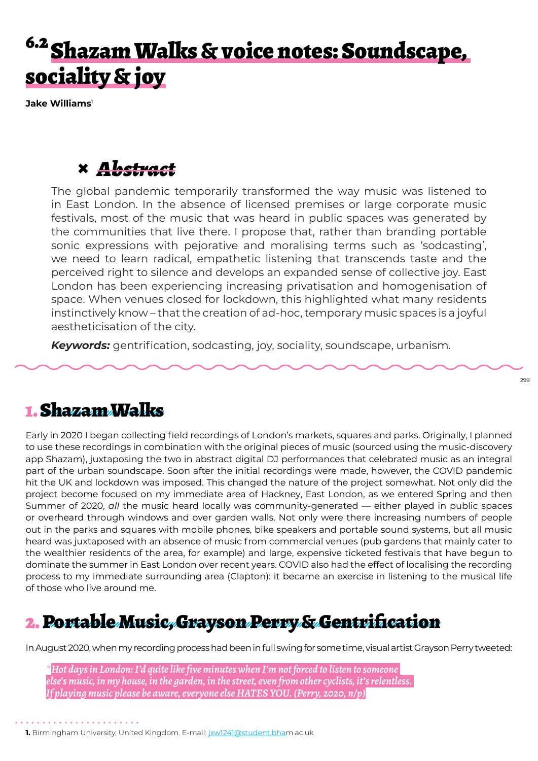# 6.2 Shazam Walks & voice notes: Soundscape, sociality & joy

**Jake Williams**[1]

## Abstract

The global pandemic temporarily transformed the way music was listened to in East London. In the absence of licensed premises or large corporate music festivals, most of the music that was heard in public spaces was generated by the communities that live there. I propose that, rather than branding portable sonic expressions with pejorative and moralising terms such as 'sodcasting', we need to learn radical, empathetic listening that transcends taste and the perceived right to silence and develops an expanded sense of collective joy. East London has been experiencing increasing privatisation and homogenisation of space. When venues closed for lockdown, this highlighted what many residents instinctively know – that the creation of ad-hoc, temporary music spaces is a joyful aestheticisation of the city.

***Keywords:*** gentrification, sodcasting, joy, sociality, soundscape, urbanism.

## 1. Shazam Walks

Early in 2020 I began collecting field recordings of London's markets, squares and parks. Originally, I planned to use these recordings in combination with the original pieces of music (sourced using the music-discovery app Shazam), juxtaposing the two in abstract digital DJ performances that celebrated music as an integral part of the urban soundscape. Soon after the initial recordings were made, however, the COVID pandemic hit the UK and lockdown was imposed. This changed the nature of the project somewhat. Not only did the project become focused on my immediate area of Hackney, East London, as we entered Spring and then Summer of 2020, *all* the music heard locally was community-generated — either played in public spaces or overheard through windows and over garden walls. Not only were there increasing numbers of people out in the parks and squares with mobile phones, bike speakers and portable sound systems, but all music heard was juxtaposed with an absence of music from commercial venues (pub gardens that mainly cater to the wealthier residents of the area, for example) and large, expensive ticketed festivals that have begun to dominate the summer in East London over recent years. COVID also had the effect of localising the recording process to my immediate surrounding area (Clapton): it became an exercise in listening to the musical life of those who live around me.

## 2. Portable Music, Grayson Perry & Gentrification

In August 2020, when my recording process had been in full swing for some time, visual artist Grayson Perry tweeted:

> *Hot days in London: I'd quite like five minutes when I'm not forced to listen to someone else's music, in my house, in the garden, in the street, even from other cyclists, it's relentless. If playing music please be aware, everyone else HATES YOU. (Perry, 2020, n/p)*

---

1. Birmingham University, United Kingdom. E-mail: jxw1241@student.bham.ac.uk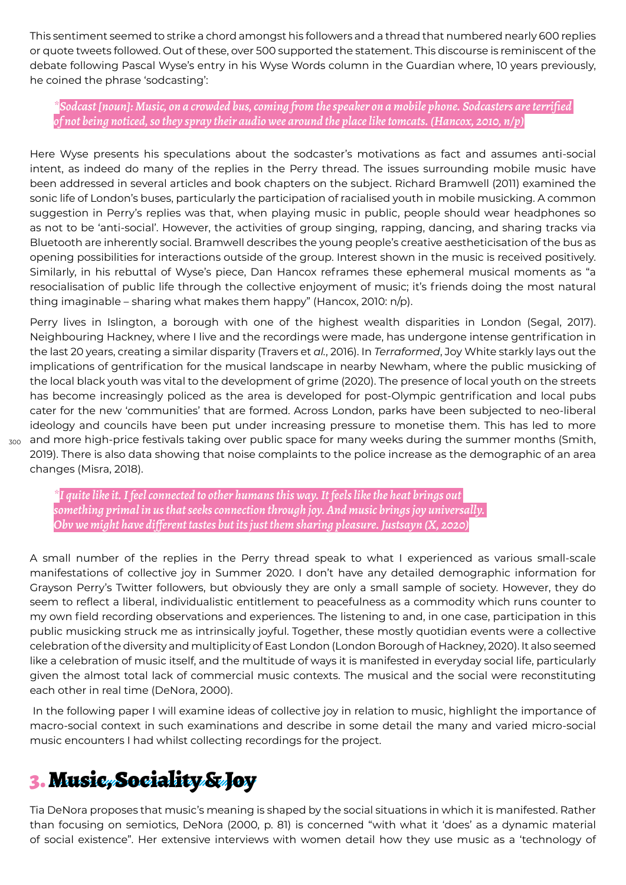This sentiment seemed to strike a chord amongst his followers and a thread that numbered nearly 600 replies or quote tweets followed. Out of these, over 500 supported the statement. This discourse is reminiscent of the debate following Pascal Wyse's entry in his Wyse Words column in the Guardian where, 10 years previously, he coined the phrase 'sodcasting':

> *"Sodcast [noun]: Music, on a crowded bus, coming from the speaker on a mobile phone. Sodcasters are terrified of not being noticed, so they spray their audio wee around the place like tomcats. (Hancox, 2010, n/p)*

Here Wyse presents his speculations about the sodcaster's motivations as fact and assumes anti-social intent, as indeed do many of the replies in the Perry thread. The issues surrounding mobile music have been addressed in several articles and book chapters on the subject. Richard Bramwell (2011) examined the sonic life of London's buses, particularly the participation of racialised youth in mobile musicking. A common suggestion in Perry's replies was that, when playing music in public, people should wear headphones so as not to be 'anti-social'. However, the activities of group singing, rapping, dancing, and sharing tracks via Bluetooth are inherently social. Bramwell describes the young people's creative aestheticisation of the bus as opening possibilities for interactions outside of the group. Interest shown in the music is received positively. Similarly, in his rebuttal of Wyse's piece, Dan Hancox reframes these ephemeral musical moments as "a resocialisation of public life through the collective enjoyment of music; it's friends doing the most natural thing imaginable – sharing what makes them happy" (Hancox, 2010: n/p).

Perry lives in Islington, a borough with one of the highest wealth disparities in London (Segal, 2017). Neighbouring Hackney, where I live and the recordings were made, has undergone intense gentrification in the last 20 years, creating a similar disparity (Travers et *al.*, 2016). In *Terraformed*, Joy White starkly lays out the implications of gentrification for the musical landscape in nearby Newham, where the public musicking of the local black youth was vital to the development of grime (2020). The presence of local youth on the streets has become increasingly policed as the area is developed for post-Olympic gentrification and local pubs cater for the new 'communities' that are formed. Across London, parks have been subjected to neo-liberal ideology and councils have been put under increasing pressure to monetise them. This has led to more and more high-price festivals taking over public space for many weeks during the summer months (Smith, 2019). There is also data showing that noise complaints to the police increase as the demographic of an area changes (Misra, 2018).

> *"I quite like it. I feel connected to other humans this way. It feels like the heat brings out something primal in us that seeks connection through joy. And music brings joy universally. Obv we might have different tastes but its just them sharing pleasure. Justsayn (X, 2020)*

A small number of the replies in the Perry thread speak to what I experienced as various small-scale manifestations of collective joy in Summer 2020. I don't have any detailed demographic information for Grayson Perry's Twitter followers, but obviously they are only a small sample of society. However, they do seem to reflect a liberal, individualistic entitlement to peacefulness as a commodity which runs counter to my own field recording observations and experiences. The listening to and, in one case, participation in this public musicking struck me as intrinsically joyful. Together, these mostly quotidian events were a collective celebration of the diversity and multiplicity of East London (London Borough of Hackney, 2020). It also seemed like a celebration of music itself, and the multitude of ways it is manifested in everyday social life, particularly given the almost total lack of commercial music contexts. The musical and the social were reconstituting each other in real time (DeNora, 2000).

In the following paper I will examine ideas of collective joy in relation to music, highlight the importance of macro-social context in such examinations and describe in some detail the many and varied micro-social music encounters I had whilst collecting recordings for the project.

## 3. Music, Sociality & Joy

Tia DeNora proposes that music's meaning is shaped by the social situations in which it is manifested. Rather than focusing on semiotics, DeNora (2000, p. 81) is concerned "with what it 'does' as a dynamic material of social existence". Her extensive interviews with women detail how they use music as a 'technology of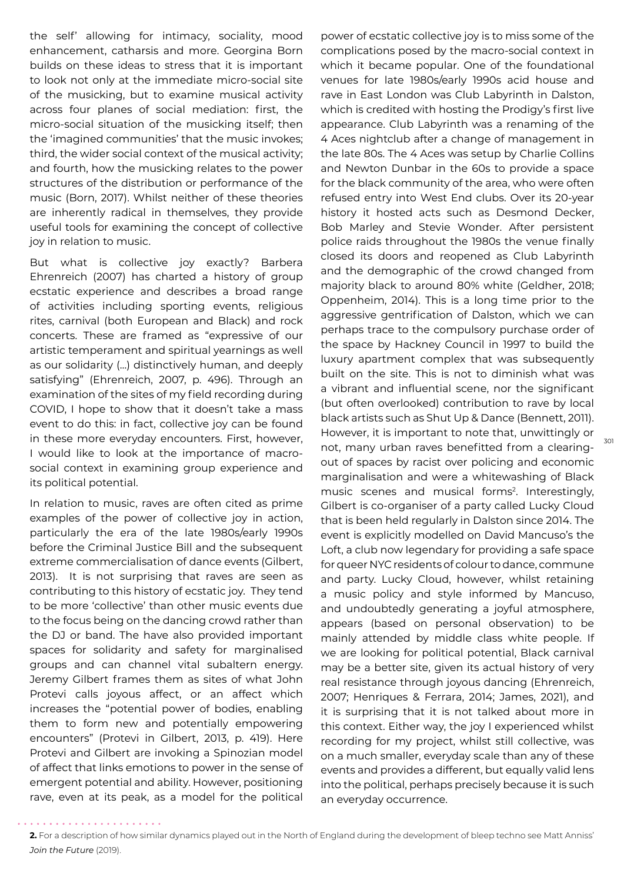the self' allowing for intimacy, sociality, mood enhancement, catharsis and more. Georgina Born builds on these ideas to stress that it is important to look not only at the immediate micro-social site of the musicking, but to examine musical activity across four planes of social mediation: first, the micro-social situation of the musicking itself; then the 'imagined communities' that the music invokes; third, the wider social context of the musical activity; and fourth, how the musicking relates to the power structures of the distribution or performance of the music (Born, 2017). Whilst neither of these theories are inherently radical in themselves, they provide useful tools for examining the concept of collective joy in relation to music.

But what is collective joy exactly? Barbera Ehrenreich (2007) has charted a history of group ecstatic experience and describes a broad range of activities including sporting events, religious rites, carnival (both European and Black) and rock concerts. These are framed as "expressive of our artistic temperament and spiritual yearnings as well as our solidarity (…) distinctively human, and deeply satisfying" (Ehrenreich, 2007, p. 496). Through an examination of the sites of my field recording during COVID, I hope to show that it doesn't take a mass event to do this: in fact, collective joy can be found in these more everyday encounters. First, however, I would like to look at the importance of macro-social context in examining group experience and its political potential.

In relation to music, raves are often cited as prime examples of the power of collective joy in action, particularly the era of the late 1980s/early 1990s before the Criminal Justice Bill and the subsequent extreme commercialisation of dance events (Gilbert, 2013). It is not surprising that raves are seen as contributing to this history of ecstatic joy. They tend to be more 'collective' than other music events due to the focus being on the dancing crowd rather than the DJ or band. The have also provided important spaces for solidarity and safety for marginalised groups and can channel vital subaltern energy. Jeremy Gilbert frames them as sites of what John Protevi calls joyous affect, or an affect which increases the "potential power of bodies, enabling them to form new and potentially empowering encounters" (Protevi in Gilbert, 2013, p. 419). Here Protevi and Gilbert are invoking a Spinozian model of affect that links emotions to power in the sense of emergent potential and ability. However, positioning rave, even at its peak, as a model for the political power of ecstatic collective joy is to miss some of the complications posed by the macro-social context in which it became popular. One of the foundational venues for late 1980s/early 1990s acid house and rave in East London was Club Labyrinth in Dalston, which is credited with hosting the Prodigy's first live appearance. Club Labyrinth was a renaming of the 4 Aces nightclub after a change of management in the late 80s. The 4 Aces was setup by Charlie Collins and Newton Dunbar in the 60s to provide a space for the black community of the area, who were often refused entry into West End clubs. Over its 20-year history it hosted acts such as Desmond Decker, Bob Marley and Stevie Wonder. After persistent police raids throughout the 1980s the venue finally closed its doors and reopened as Club Labyrinth and the demographic of the crowd changed from majority black to around 80% white (Geldher, 2018; Oppenheim, 2014). This is a long time prior to the aggressive gentrification of Dalston, which we can perhaps trace to the compulsory purchase order of the space by Hackney Council in 1997 to build the luxury apartment complex that was subsequently built on the site. This is not to diminish what was a vibrant and influential scene, nor the significant (but often overlooked) contribution to rave by local black artists such as Shut Up & Dance (Bennett, 2011). However, it is important to note that, unwittingly or not, many urban raves benefitted from a clearing-out of spaces by racist over policing and economic marginalisation and were a whitewashing of Black music scenes and musical forms[2]. Interestingly, Gilbert is co-organiser of a party called Lucky Cloud that is been held regularly in Dalston since 2014. The event is explicitly modelled on David Mancuso's the Loft, a club now legendary for providing a safe space for queer NYC residents of colour to dance, commune and party. Lucky Cloud, however, whilst retaining a music policy and style informed by Mancuso, and undoubtedly generating a joyful atmosphere, appears (based on personal observation) to be mainly attended by middle class white people. If we are looking for political potential, Black carnival may be a better site, given its actual history of very real resistance through joyous dancing (Ehrenreich, 2007; Henriques & Ferrara, 2014; James, 2021), and it is surprising that it is not talked about more in this context. Either way, the joy I experienced whilst recording for my project, whilst still collective, was on a much smaller, everyday scale than any of these events and provides a different, but equally valid lens into the political, perhaps precisely because it is such an everyday occurrence.

**2.** For a description of how similar dynamics played out in the North of England during the development of bleep techno see Matt Anniss' *Join the Future* (2019).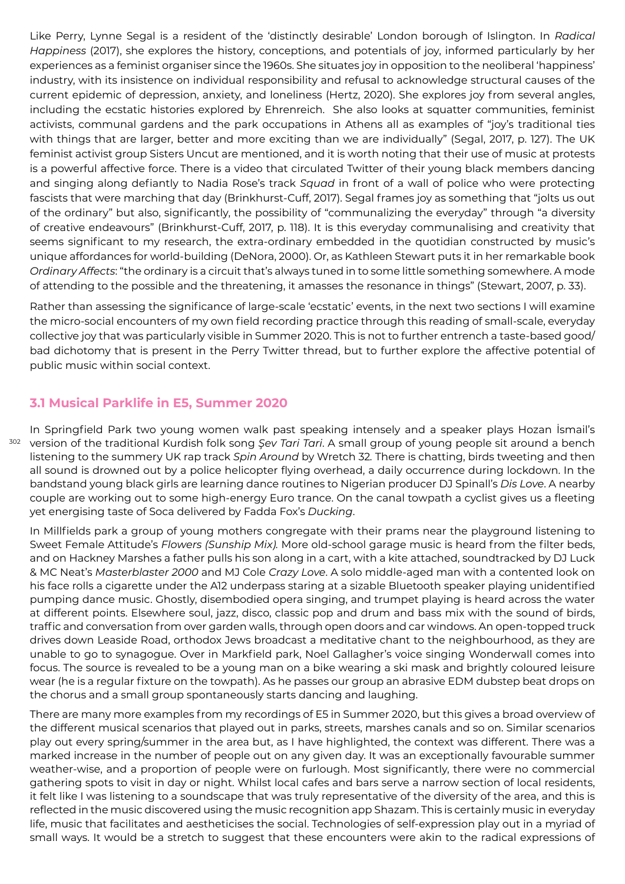Like Perry, Lynne Segal is a resident of the 'distinctly desirable' London borough of Islington. In *Radical Happiness* (2017), she explores the history, conceptions, and potentials of joy, informed particularly by her experiences as a feminist organiser since the 1960s. She situates joy in opposition to the neoliberal 'happiness' industry, with its insistence on individual responsibility and refusal to acknowledge structural causes of the current epidemic of depression, anxiety, and loneliness (Hertz, 2020). She explores joy from several angles, including the ecstatic histories explored by Ehrenreich. She also looks at squatter communities, feminist activists, communal gardens and the park occupations in Athens all as examples of "joy's traditional ties with things that are larger, better and more exciting than we are individually" (Segal, 2017, p. 127). The UK feminist activist group Sisters Uncut are mentioned, and it is worth noting that their use of music at protests is a powerful affective force. There is a video that circulated Twitter of their young black members dancing and singing along defiantly to Nadia Rose's track *Squad* in front of a wall of police who were protecting fascists that were marching that day (Brinkhurst-Cuff, 2017). Segal frames joy as something that "jolts us out of the ordinary" but also, significantly, the possibility of "communalizing the everyday" through "a diversity of creative endeavours" (Brinkhurst-Cuff, 2017, p. 118). It is this everyday communalising and creativity that seems significant to my research, the extra-ordinary embedded in the quotidian constructed by music's unique affordances for world-building (DeNora, 2000). Or, as Kathleen Stewart puts it in her remarkable book *Ordinary Affects*: "the ordinary is a circuit that's always tuned in to some little something somewhere. A mode of attending to the possible and the threatening, it amasses the resonance in things" (Stewart, 2007, p. 33).

Rather than assessing the significance of large-scale 'ecstatic' events, in the next two sections I will examine the micro-social encounters of my own field recording practice through this reading of small-scale, everyday collective joy that was particularly visible in Summer 2020. This is not to further entrench a taste-based good/bad dichotomy that is present in the Perry Twitter thread, but to further explore the affective potential of public music within social context.

## 3.1 Musical Parklife in E5, Summer 2020

In Springfield Park two young women walk past speaking intensely and a speaker plays Hozan İsmail's version of the traditional Kurdish folk song *Şev Tari Tari*. A small group of young people sit around a bench listening to the summery UK rap track *Spin Around* by Wretch 32. There is chatting, birds tweeting and then all sound is drowned out by a police helicopter flying overhead, a daily occurrence during lockdown. In the bandstand young black girls are learning dance routines to Nigerian producer DJ Spinall's *Dis Love*. A nearby couple are working out to some high-energy Euro trance. On the canal towpath a cyclist gives us a fleeting yet energising taste of Soca delivered by Fadda Fox's *Ducking*.

In Millfields park a group of young mothers congregate with their prams near the playground listening to Sweet Female Attitude's *Flowers (Sunship Mix).* More old-school garage music is heard from the filter beds, and on Hackney Marshes a father pulls his son along in a cart, with a kite attached, soundtracked by DJ Luck & MC Neat's *Masterblaster 2000* and MJ Cole *Crazy Love*. A solo middle-aged man with a contented look on his face rolls a cigarette under the A12 underpass staring at a sizable Bluetooth speaker playing unidentified pumping dance music. Ghostly, disembodied opera singing, and trumpet playing is heard across the water at different points. Elsewhere soul, jazz, disco, classic pop and drum and bass mix with the sound of birds, traffic and conversation from over garden walls, through open doors and car windows. An open-topped truck drives down Leaside Road, orthodox Jews broadcast a meditative chant to the neighbourhood, as they are unable to go to synagogue. Over in Markfield park, Noel Gallagher's voice singing Wonderwall comes into focus. The source is revealed to be a young man on a bike wearing a ski mask and brightly coloured leisure wear (he is a regular fixture on the towpath). As he passes our group an abrasive EDM dubstep beat drops on the chorus and a small group spontaneously starts dancing and laughing.

There are many more examples from my recordings of E5 in Summer 2020, but this gives a broad overview of the different musical scenarios that played out in parks, streets, marshes canals and so on. Similar scenarios play out every spring/summer in the area but, as I have highlighted, the context was different. There was a marked increase in the number of people out on any given day. It was an exceptionally favourable summer weather-wise, and a proportion of people were on furlough. Most significantly, there were no commercial gathering spots to visit in day or night. Whilst local cafes and bars serve a narrow section of local residents, it felt like I was listening to a soundscape that was truly representative of the diversity of the area, and this is reflected in the music discovered using the music recognition app Shazam. This is certainly music in everyday life, music that facilitates and aestheticises the social. Technologies of self-expression play out in a myriad of small ways. It would be a stretch to suggest that these encounters were akin to the radical expressions of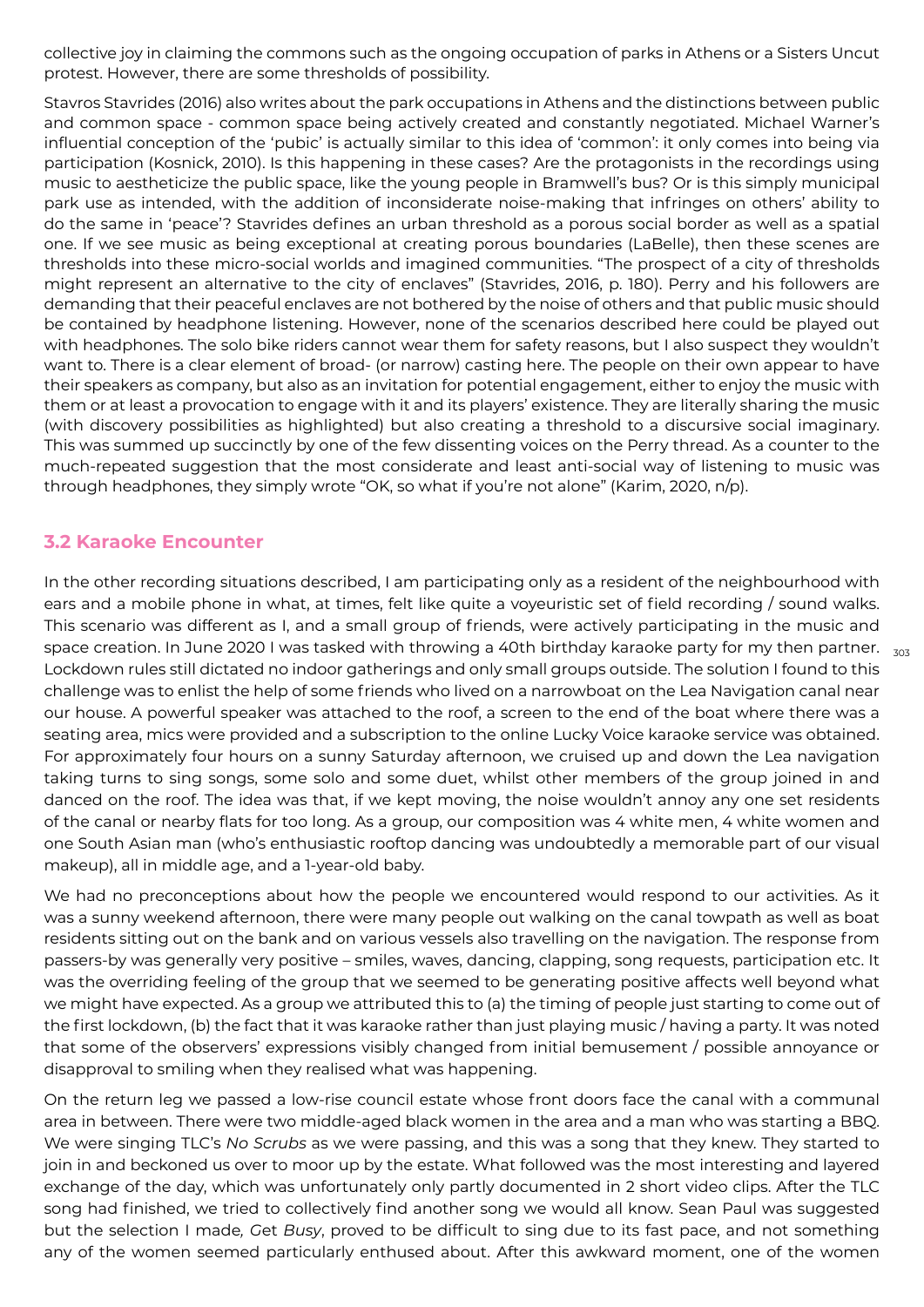collective joy in claiming the commons such as the ongoing occupation of parks in Athens or a Sisters Uncut protest. However, there are some thresholds of possibility.

Stavros Stavrides (2016) also writes about the park occupations in Athens and the distinctions between public and common space - common space being actively created and constantly negotiated. Michael Warner's influential conception of the 'pubic' is actually similar to this idea of 'common': it only comes into being via participation (Kosnick, 2010). Is this happening in these cases? Are the protagonists in the recordings using music to aestheticize the public space, like the young people in Bramwell's bus? Or is this simply municipal park use as intended, with the addition of inconsiderate noise-making that infringes on others' ability to do the same in 'peace'? Stavrides defines an urban threshold as a porous social border as well as a spatial one. If we see music as being exceptional at creating porous boundaries (LaBelle), then these scenes are thresholds into these micro-social worlds and imagined communities. "The prospect of a city of thresholds might represent an alternative to the city of enclaves" (Stavrides, 2016, p. 180). Perry and his followers are demanding that their peaceful enclaves are not bothered by the noise of others and that public music should be contained by headphone listening. However, none of the scenarios described here could be played out with headphones. The solo bike riders cannot wear them for safety reasons, but I also suspect they wouldn't want to. There is a clear element of broad- (or narrow) casting here. The people on their own appear to have their speakers as company, but also as an invitation for potential engagement, either to enjoy the music with them or at least a provocation to engage with it and its players' existence. They are literally sharing the music (with discovery possibilities as highlighted) but also creating a threshold to a discursive social imaginary. This was summed up succinctly by one of the few dissenting voices on the Perry thread. As a counter to the much-repeated suggestion that the most considerate and least anti-social way of listening to music was through headphones, they simply wrote "OK, so what if you're not alone" (Karim, 2020, n/p).

## 3.2 Karaoke Encounter

In the other recording situations described, I am participating only as a resident of the neighbourhood with ears and a mobile phone in what, at times, felt like quite a voyeuristic set of field recording / sound walks. This scenario was different as I, and a small group of friends, were actively participating in the music and space creation. In June 2020 I was tasked with throwing a 40th birthday karaoke party for my then partner. Lockdown rules still dictated no indoor gatherings and only small groups outside. The solution I found to this challenge was to enlist the help of some friends who lived on a narrowboat on the Lea Navigation canal near our house. A powerful speaker was attached to the roof, a screen to the end of the boat where there was a seating area, mics were provided and a subscription to the online Lucky Voice karaoke service was obtained. For approximately four hours on a sunny Saturday afternoon, we cruised up and down the Lea navigation taking turns to sing songs, some solo and some duet, whilst other members of the group joined in and danced on the roof. The idea was that, if we kept moving, the noise wouldn't annoy any one set residents of the canal or nearby flats for too long. As a group, our composition was 4 white men, 4 white women and one South Asian man (who's enthusiastic rooftop dancing was undoubtedly a memorable part of our visual makeup), all in middle age, and a 1-year-old baby.

We had no preconceptions about how the people we encountered would respond to our activities. As it was a sunny weekend afternoon, there were many people out walking on the canal towpath as well as boat residents sitting out on the bank and on various vessels also travelling on the navigation. The response from passers-by was generally very positive – smiles, waves, dancing, clapping, song requests, participation etc. It was the overriding feeling of the group that we seemed to be generating positive affects well beyond what we might have expected. As a group we attributed this to (a) the timing of people just starting to come out of the first lockdown, (b) the fact that it was karaoke rather than just playing music / having a party. It was noted that some of the observers' expressions visibly changed from initial bemusement / possible annoyance or disapproval to smiling when they realised what was happening.

On the return leg we passed a low-rise council estate whose front doors face the canal with a communal area in between. There were two middle-aged black women in the area and a man who was starting a BBQ. We were singing TLC's *No Scrubs* as we were passing, and this was a song that they knew. They started to join in and beckoned us over to moor up by the estate. What followed was the most interesting and layered exchange of the day, which was unfortunately only partly documented in 2 short video clips. After the TLC song had finished, we tried to collectively find another song we would all know. Sean Paul was suggested but the selection I made, *Get Busy*, proved to be difficult to sing due to its fast pace, and not something any of the women seemed particularly enthused about. After this awkward moment, one of the women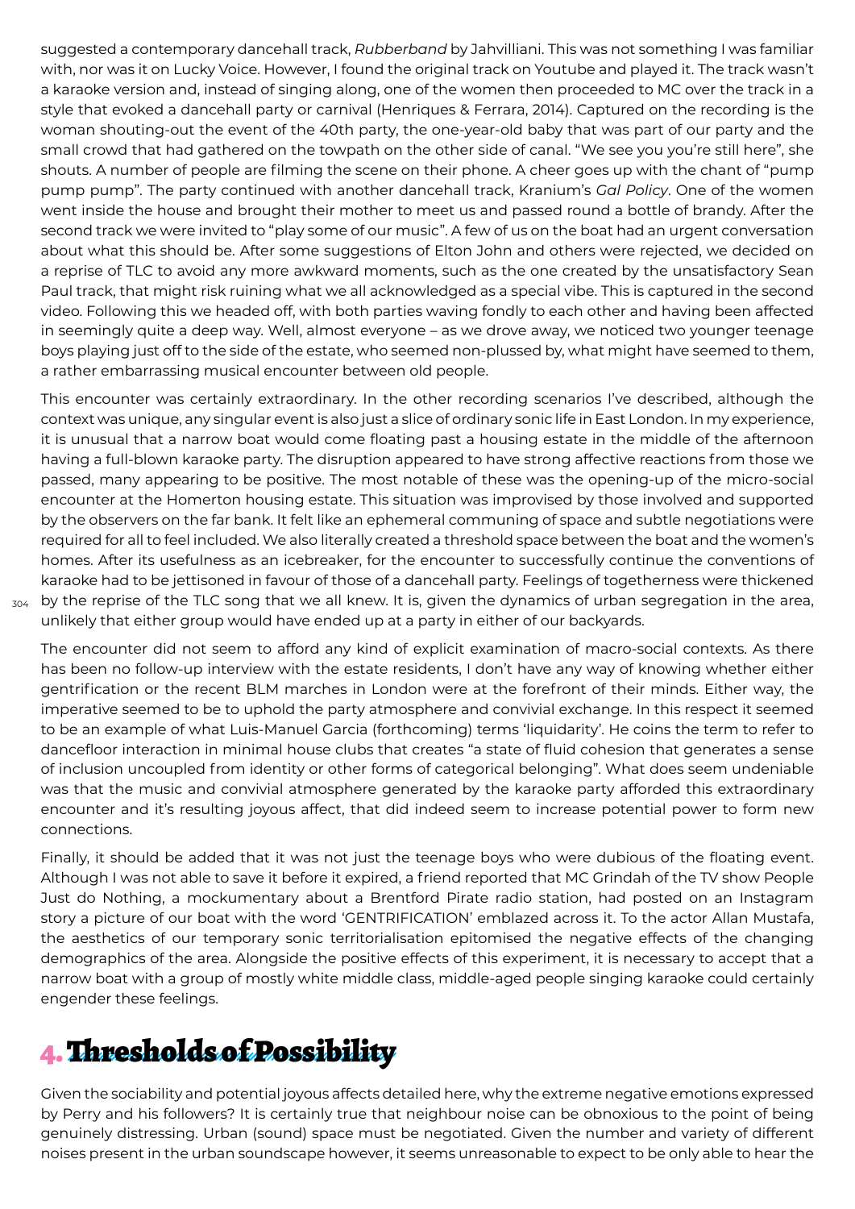suggested a contemporary dancehall track, *Rubberband* by Jahvilliani. This was not something I was familiar with, nor was it on Lucky Voice. However, I found the original track on Youtube and played it. The track wasn't a karaoke version and, instead of singing along, one of the women then proceeded to MC over the track in a style that evoked a dancehall party or carnival (Henriques & Ferrara, 2014). Captured on the recording is the woman shouting-out the event of the 40th party, the one-year-old baby that was part of our party and the small crowd that had gathered on the towpath on the other side of canal. "We see you you're still here", she shouts. A number of people are filming the scene on their phone. A cheer goes up with the chant of "pump pump pump". The party continued with another dancehall track, Kranium's *Gal Policy*. One of the women went inside the house and brought their mother to meet us and passed round a bottle of brandy. After the second track we were invited to "play some of our music". A few of us on the boat had an urgent conversation about what this should be. After some suggestions of Elton John and others were rejected, we decided on a reprise of TLC to avoid any more awkward moments, such as the one created by the unsatisfactory Sean Paul track, that might risk ruining what we all acknowledged as a special vibe. This is captured in the second video. Following this we headed off, with both parties waving fondly to each other and having been affected in seemingly quite a deep way. Well, almost everyone – as we drove away, we noticed two younger teenage boys playing just off to the side of the estate, who seemed non-plussed by, what might have seemed to them, a rather embarrassing musical encounter between old people.

This encounter was certainly extraordinary. In the other recording scenarios I've described, although the context was unique, any singular event is also just a slice of ordinary sonic life in East London. In my experience, it is unusual that a narrow boat would come floating past a housing estate in the middle of the afternoon having a full-blown karaoke party. The disruption appeared to have strong affective reactions from those we passed, many appearing to be positive. The most notable of these was the opening-up of the micro-social encounter at the Homerton housing estate. This situation was improvised by those involved and supported by the observers on the far bank. It felt like an ephemeral communing of space and subtle negotiations were required for all to feel included. We also literally created a threshold space between the boat and the women's homes. After its usefulness as an icebreaker, for the encounter to successfully continue the conventions of karaoke had to be jettisoned in favour of those of a dancehall party. Feelings of togetherness were thickened by the reprise of the TLC song that we all knew. It is, given the dynamics of urban segregation in the area, unlikely that either group would have ended up at a party in either of our backyards.

The encounter did not seem to afford any kind of explicit examination of macro-social contexts. As there has been no follow-up interview with the estate residents, I don't have any way of knowing whether either gentrification or the recent BLM marches in London were at the forefront of their minds. Either way, the imperative seemed to be to uphold the party atmosphere and convivial exchange. In this respect it seemed to be an example of what Luis-Manuel Garcia (forthcoming) terms 'liquidarity'. He coins the term to refer to dancefloor interaction in minimal house clubs that creates "a state of fluid cohesion that generates a sense of inclusion uncoupled from identity or other forms of categorical belonging". What does seem undeniable was that the music and convivial atmosphere generated by the karaoke party afforded this extraordinary encounter and it's resulting joyous affect, that did indeed seem to increase potential power to form new connections.

Finally, it should be added that it was not just the teenage boys who were dubious of the floating event. Although I was not able to save it before it expired, a friend reported that MC Grindah of the TV show People Just do Nothing, a mockumentary about a Brentford Pirate radio station, had posted on an Instagram story a picture of our boat with the word 'GENTRIFICATION' emblazed across it. To the actor Allan Mustafa, the aesthetics of our temporary sonic territorialisation epitomised the negative effects of the changing demographics of the area. Alongside the positive effects of this experiment, it is necessary to accept that a narrow boat with a group of mostly white middle class, middle-aged people singing karaoke could certainly engender these feelings.

# 4. Thresholds of Possibility

Given the sociability and potential joyous affects detailed here, why the extreme negative emotions expressed by Perry and his followers? It is certainly true that neighbour noise can be obnoxious to the point of being genuinely distressing. Urban (sound) space must be negotiated. Given the number and variety of different noises present in the urban soundscape however, it seems unreasonable to expect to be only able to hear the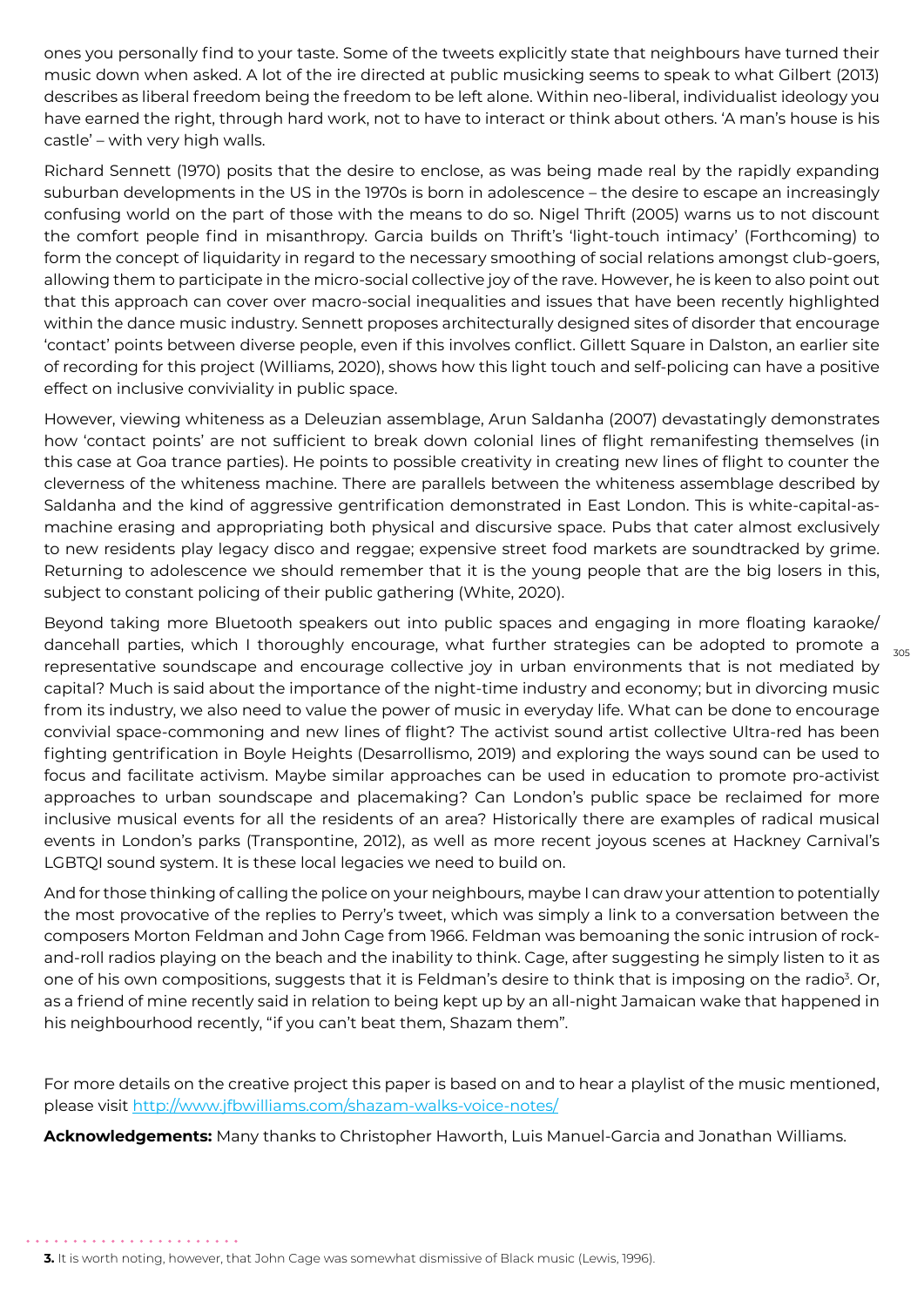ones you personally find to your taste. Some of the tweets explicitly state that neighbours have turned their music down when asked. A lot of the ire directed at public musicking seems to speak to what Gilbert (2013) describes as liberal freedom being the freedom to be left alone. Within neo-liberal, individualist ideology you have earned the right, through hard work, not to have to interact or think about others. 'A man's house is his castle' – with very high walls.

Richard Sennett (1970) posits that the desire to enclose, as was being made real by the rapidly expanding suburban developments in the US in the 1970s is born in adolescence – the desire to escape an increasingly confusing world on the part of those with the means to do so. Nigel Thrift (2005) warns us to not discount the comfort people find in misanthropy. Garcia builds on Thrift's 'light-touch intimacy' (Forthcoming) to form the concept of liquidarity in regard to the necessary smoothing of social relations amongst club-goers, allowing them to participate in the micro-social collective joy of the rave. However, he is keen to also point out that this approach can cover over macro-social inequalities and issues that have been recently highlighted within the dance music industry. Sennett proposes architecturally designed sites of disorder that encourage 'contact' points between diverse people, even if this involves conflict. Gillett Square in Dalston, an earlier site of recording for this project (Williams, 2020), shows how this light touch and self-policing can have a positive effect on inclusive conviviality in public space.

However, viewing whiteness as a Deleuzian assemblage, Arun Saldanha (2007) devastatingly demonstrates how 'contact points' are not sufficient to break down colonial lines of flight remanifesting themselves (in this case at Goa trance parties). He points to possible creativity in creating new lines of flight to counter the cleverness of the whiteness machine. There are parallels between the whiteness assemblage described by Saldanha and the kind of aggressive gentrification demonstrated in East London. This is white-capital-as-machine erasing and appropriating both physical and discursive space. Pubs that cater almost exclusively to new residents play legacy disco and reggae; expensive street food markets are soundtracked by grime. Returning to adolescence we should remember that it is the young people that are the big losers in this, subject to constant policing of their public gathering (White, 2020).

Beyond taking more Bluetooth speakers out into public spaces and engaging in more floating karaoke/dancehall parties, which I thoroughly encourage, what further strategies can be adopted to promote a representative soundscape and encourage collective joy in urban environments that is not mediated by capital? Much is said about the importance of the night-time industry and economy; but in divorcing music from its industry, we also need to value the power of music in everyday life. What can be done to encourage convivial space-commoning and new lines of flight? The activist sound artist collective Ultra-red has been fighting gentrification in Boyle Heights (Desarrollismo, 2019) and exploring the ways sound can be used to focus and facilitate activism. Maybe similar approaches can be used in education to promote pro-activist approaches to urban soundscape and placemaking? Can London's public space be reclaimed for more inclusive musical events for all the residents of an area? Historically there are examples of radical musical events in London's parks (Transpontine, 2012), as well as more recent joyous scenes at Hackney Carnival's LGBTQI sound system. It is these local legacies we need to build on.

And for those thinking of calling the police on your neighbours, maybe I can draw your attention to potentially the most provocative of the replies to Perry's tweet, which was simply a link to a conversation between the composers Morton Feldman and John Cage from 1966. Feldman was bemoaning the sonic intrusion of rock-and-roll radios playing on the beach and the inability to think. Cage, after suggesting he simply listen to it as one of his own compositions, suggests that it is Feldman's desire to think that is imposing on the radio[3]. Or, as a friend of mine recently said in relation to being kept up by an all-night Jamaican wake that happened in his neighbourhood recently, "if you can't beat them, Shazam them".

For more details on the creative project this paper is based on and to hear a playlist of the music mentioned, please visit [http://www.jfbwilliams.com/shazam-walks-voice-notes/](http://www.jfbwilliams.com/shazam-walks-voice-notes/)

**Acknowledgements:** Many thanks to Christopher Haworth, Luis Manuel-Garcia and Jonathan Williams.

**3.** It is worth noting, however, that John Cage was somewhat dismissive of Black music (Lewis, 1996).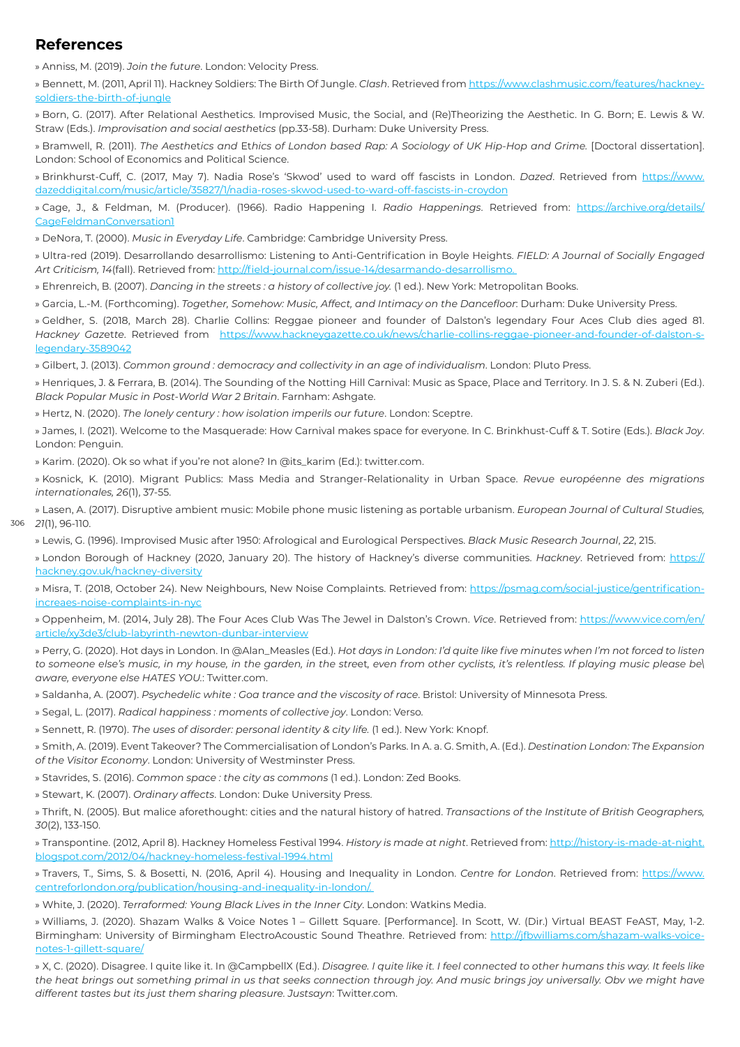## References

» Anniss, M. (2019). *Join the future*. London: Velocity Press.

» Bennett, M. (2011, April 11). Hackney Soldiers: The Birth Of Jungle. *Clash*. Retrieved from https://www.clashmusic.com/features/hackney-soldiers-the-birth-of-jungle

» Born, G. (2017). After Relational Aesthetics. Improvised Music, the Social, and (Re)Theorizing the Aesthetic. In G. Born; E. Lewis & W. Straw (Eds.). *Improvisation and social aesthetics* (pp.33-58). Durham: Duke University Press.

» Bramwell, R. (2011). *The Aesthetics and Ethics of London based Rap: A Sociology of UK Hip-Hop and Grime.* [Doctoral dissertation]. London: School of Economics and Political Science.

» Brinkhurst-Cuff, C. (2017, May 7). Nadia Rose's 'Skwod' used to ward off fascists in London. *Dazed*. Retrieved from https://www.dazeddigital.com/music/article/35827/1/nadia-roses-skwod-used-to-ward-off-fascists-in-croydon

» Cage, J., & Feldman, M. (Producer). (1966). Radio Happening I. *Radio Happenings*. Retrieved from: https://archive.org/details/CageFeldmanConversation1

» DeNora, T. (2000). *Music in Everyday Life*. Cambridge: Cambridge University Press.

» Ultra-red (2019). Desarrollando desarrollismo: Listening to Anti-Gentrification in Boyle Heights. *FIELD: A Journal of Socially Engaged Art Criticism, 14*(fall). Retrieved from: http://field-journal.com/issue-14/desarmando-desarrollismo.

» Ehrenreich, B. (2007). *Dancing in the streets : a history of collective joy.* (1 ed.). New York: Metropolitan Books.

» Garcia, L.-M. (Forthcoming). *Together, Somehow: Music, Affect, and Intimacy on the Dancefloor*: Durham: Duke University Press.

» Geldher, S. (2018, March 28). Charlie Collins: Reggae pioneer and founder of Dalston's legendary Four Aces Club dies aged 81. *Hackney Gazette*. Retrieved from https://www.hackneygazette.co.uk/news/charlie-collins-reggae-pioneer-and-founder-of-dalston-s-legendary-3589042

» Gilbert, J. (2013). *Common ground : democracy and collectivity in an age of individualism*. London: Pluto Press.

» Henriques, J. & Ferrara, B. (2014). The Sounding of the Notting Hill Carnival: Music as Space, Place and Territory. In J. S. & N. Zuberi (Ed.). *Black Popular Music in Post-World War 2 Britain*. Farnham: Ashgate.

» Hertz, N. (2020). *The lonely century : how isolation imperils our future*. London: Sceptre.

» James, I. (2021). Welcome to the Masquerade: How Carnival makes space for everyone. In C. Brinkhust-Cuff & T. Sotire (Eds.). *Black Joy*. London: Penguin.

» Karim. (2020). Ok so what if you're not alone? In @its_karim (Ed.): twitter.com.

» Kosnick, K. (2010). Migrant Publics: Mass Media and Stranger-Relationality in Urban Space. *Revue européenne des migrations internationales, 26*(1), 37-55.

» Lasen, A. (2017). Disruptive ambient music: Mobile phone music listening as portable urbanism. *European Journal of Cultural Studies, 21*(1), 96-110.

» Lewis, G. (1996). Improvised Music after 1950: Afrological and Eurological Perspectives. *Black Music Research Journal*, *22*, 215.

» London Borough of Hackney (2020, January 20). The history of Hackney's diverse communities. *Hackney*. Retrieved from: https://hackney.gov.uk/hackney-diversity

» Misra, T. (2018, October 24). New Neighbours, New Noise Complaints. Retrieved from: https://psmag.com/social-justice/gentrification-increaes-noise-complaints-in-nyc

» Oppenheim, M. (2014, July 28). The Four Aces Club Was The Jewel in Dalston's Crown. *Vice*. Retrieved from: https://www.vice.com/en/article/xy3de3/club-labyrinth-newton-dunbar-interview

» Perry, G. (2020). Hot days in London. In @Alan_Measles (Ed.). *Hot days in London: I'd quite like five minutes when I'm not forced to listen to someone else's music, in my house, in the garden, in the street, even from other cyclists, it's relentless. If playing music please be\ aware, everyone else HATES YOU.*: Twitter.com.

» Saldanha, A. (2007). *Psychedelic white : Goa trance and the viscosity of race*. Bristol: University of Minnesota Press.

» Segal, L. (2017). *Radical happiness : moments of collective joy*. London: Verso.

» Sennett, R. (1970). *The uses of disorder: personal identity & city life.* (1 ed.). New York: Knopf.

» Smith, A. (2019). Event Takeover? The Commercialisation of London's Parks. In A. a. G. Smith, A. (Ed.). *Destination London: The Expansion of the Visitor Economy*. London: University of Westminster Press.

» Stavrides, S. (2016). *Common space : the city as commons* (1 ed.). London: Zed Books.

» Stewart, K. (2007). *Ordinary affects*. London: Duke University Press.

» Thrift, N. (2005). But malice aforethought: cities and the natural history of hatred. *Transactions of the Institute of British Geographers, 30*(2), 133-150.

» Transpontine. (2012, April 8). Hackney Homeless Festival 1994. *History is made at night*. Retrieved from: http://history-is-made-at-night.blogspot.com/2012/04/hackney-homeless-festival-1994.html

» Travers, T., Sims, S. & Bosetti, N. (2016, April 4). Housing and Inequality in London. *Centre for London*. Retrieved from: https://www.centreforlondon.org/publication/housing-and-inequality-in-london/

» White, J. (2020). *Terraformed: Young Black Lives in the Inner City*. London: Watkins Media.

» Williams, J. (2020). Shazam Walks & Voice Notes 1 – Gillett Square. [Performance]. In Scott, W. (Dir.) Virtual BEAST FeAST, May, 1-2. Birmingham: University of Birmingham ElectroAcoustic Sound Theathre. Retrieved from: http://jfbwilliams.com/shazam-walks-voice-notes-1-gillett-square/

» X, C. (2020). Disagree. I quite like it. In @CampbellX (Ed.). *Disagree. I quite like it. I feel connected to other humans this way. It feels like the heat brings out something primal in us that seeks connection through joy. And music brings joy universally. Obv we might have different tastes but its just them sharing pleasure. Justsayn*: Twitter.com.